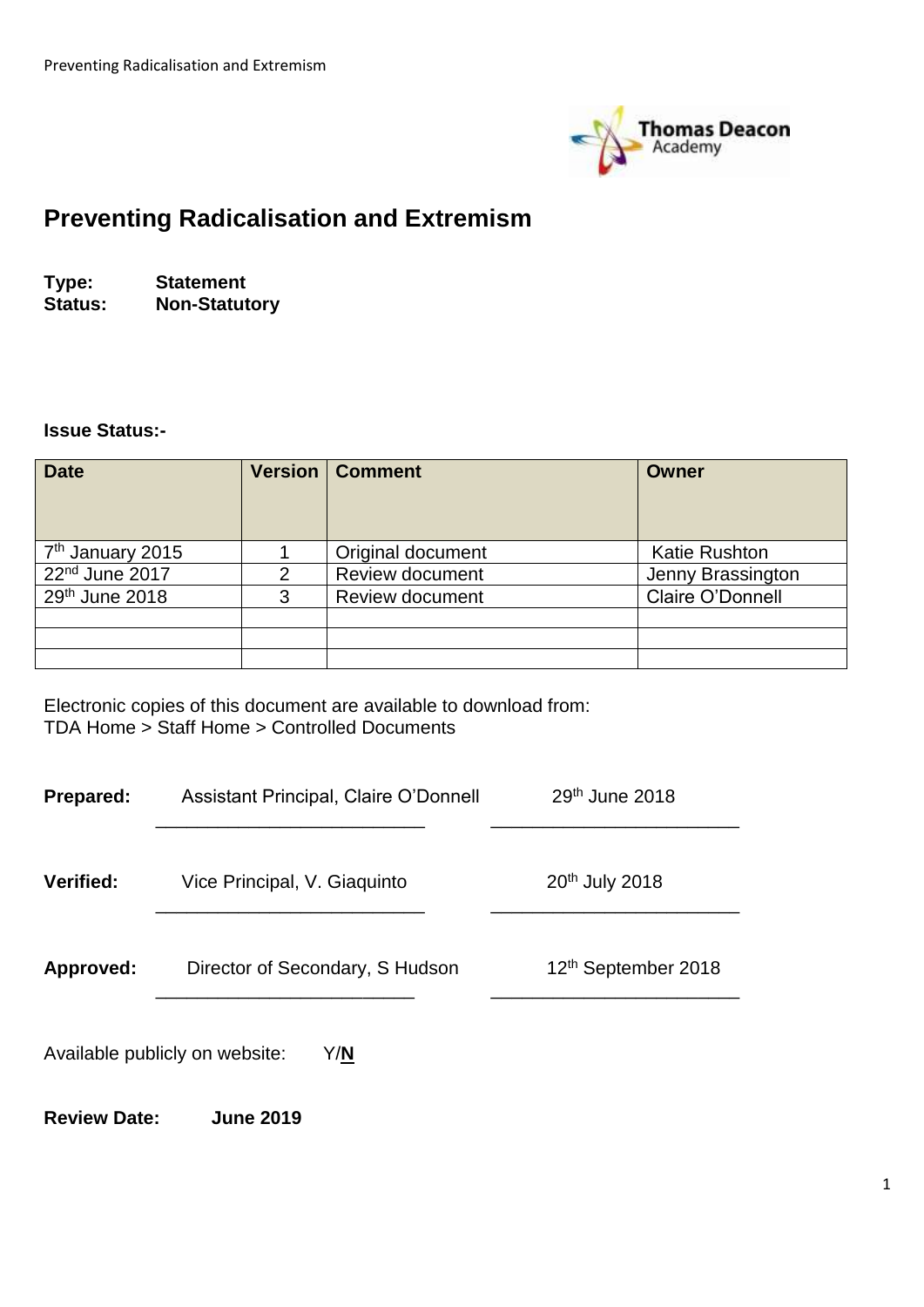# Preventing Radicalisation and Extremism

**Type:** **Statement**
**Status:** **Non-Statutory**

**Issue Status:-**

| Date | Version | Comment | Owner |
|---|---|---|---|
| 7th January 2015 | 1 | Original document | Katie Rushton |
| 22nd June 2017 | 2 | Review document | Jenny Brassington |
| 29th June 2018 | 3 | Review document | Claire O'Donnell |
| | | | |
| | | | |
| | | | |

Electronic copies of this document are available to download from:
TDA Home > Staff Home > Controlled Documents

**Prepared:** Assistant Principal, Claire O'Donnell — 29th June 2018

**Verified:** Vice Principal, V. Giaquinto — 20th July 2018

**Approved:** Director of Secondary, S Hudson — 12th September 2018

Available publicly on website: Y/**N**

**Review Date:** **June 2019**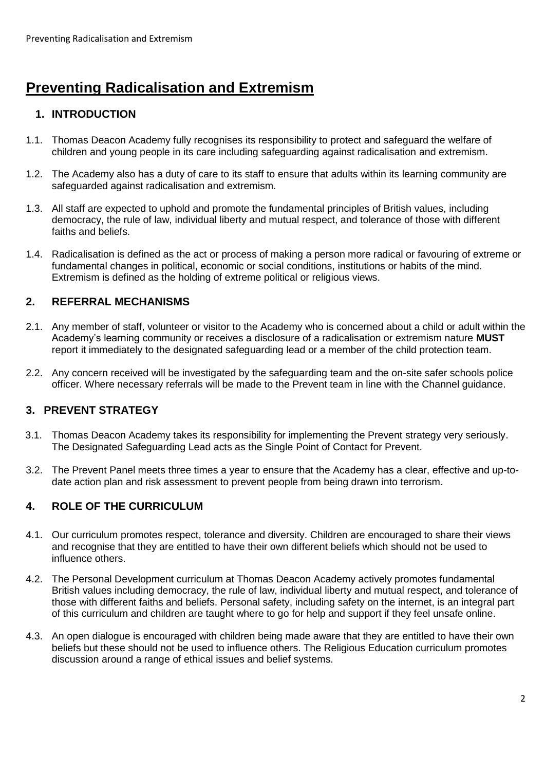# Preventing Radicalisation and Extremism

## 1. INTRODUCTION

1.1. Thomas Deacon Academy fully recognises its responsibility to protect and safeguard the welfare of children and young people in its care including safeguarding against radicalisation and extremism.

1.2. The Academy also has a duty of care to its staff to ensure that adults within its learning community are safeguarded against radicalisation and extremism.

1.3. All staff are expected to uphold and promote the fundamental principles of British values, including democracy, the rule of law, individual liberty and mutual respect, and tolerance of those with different faiths and beliefs.

1.4. Radicalisation is defined as the act or process of making a person more radical or favouring of extreme or fundamental changes in political, economic or social conditions, institutions or habits of the mind. Extremism is defined as the holding of extreme political or religious views.

## 2. REFERRAL MECHANISMS

2.1. Any member of staff, volunteer or visitor to the Academy who is concerned about a child or adult within the Academy's learning community or receives a disclosure of a radicalisation or extremism nature **MUST** report it immediately to the designated safeguarding lead or a member of the child protection team.

2.2. Any concern received will be investigated by the safeguarding team and the on-site safer schools police officer. Where necessary referrals will be made to the Prevent team in line with the Channel guidance.

## 3. PREVENT STRATEGY

3.1. Thomas Deacon Academy takes its responsibility for implementing the Prevent strategy very seriously. The Designated Safeguarding Lead acts as the Single Point of Contact for Prevent.

3.2. The Prevent Panel meets three times a year to ensure that the Academy has a clear, effective and up-to-date action plan and risk assessment to prevent people from being drawn into terrorism.

## 4. ROLE OF THE CURRICULUM

4.1. Our curriculum promotes respect, tolerance and diversity. Children are encouraged to share their views and recognise that they are entitled to have their own different beliefs which should not be used to influence others.

4.2. The Personal Development curriculum at Thomas Deacon Academy actively promotes fundamental British values including democracy, the rule of law, individual liberty and mutual respect, and tolerance of those with different faiths and beliefs. Personal safety, including safety on the internet, is an integral part of this curriculum and children are taught where to go for help and support if they feel unsafe online.

4.3. An open dialogue is encouraged with children being made aware that they are entitled to have their own beliefs but these should not be used to influence others. The Religious Education curriculum promotes discussion around a range of ethical issues and belief systems.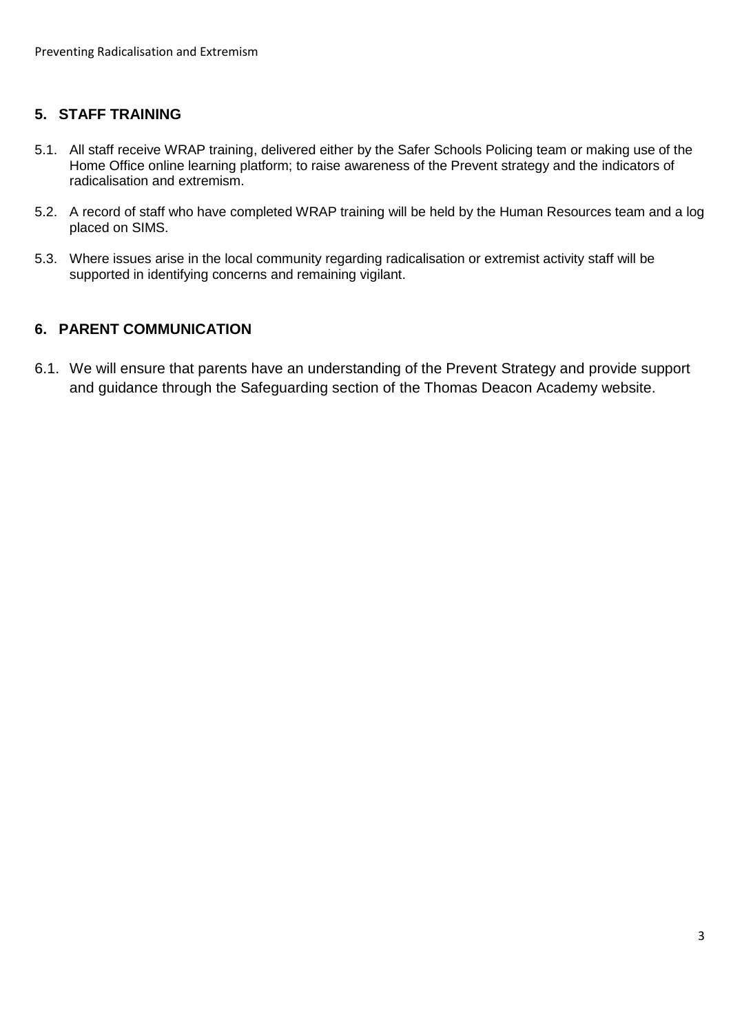## 5. STAFF TRAINING

5.1. All staff receive WRAP training, delivered either by the Safer Schools Policing team or making use of the Home Office online learning platform; to raise awareness of the Prevent strategy and the indicators of radicalisation and extremism.

5.2. A record of staff who have completed WRAP training will be held by the Human Resources team and a log placed on SIMS.

5.3. Where issues arise in the local community regarding radicalisation or extremist activity staff will be supported in identifying concerns and remaining vigilant.

## 6. PARENT COMMUNICATION

6.1. We will ensure that parents have an understanding of the Prevent Strategy and provide support and guidance through the Safeguarding section of the Thomas Deacon Academy website.